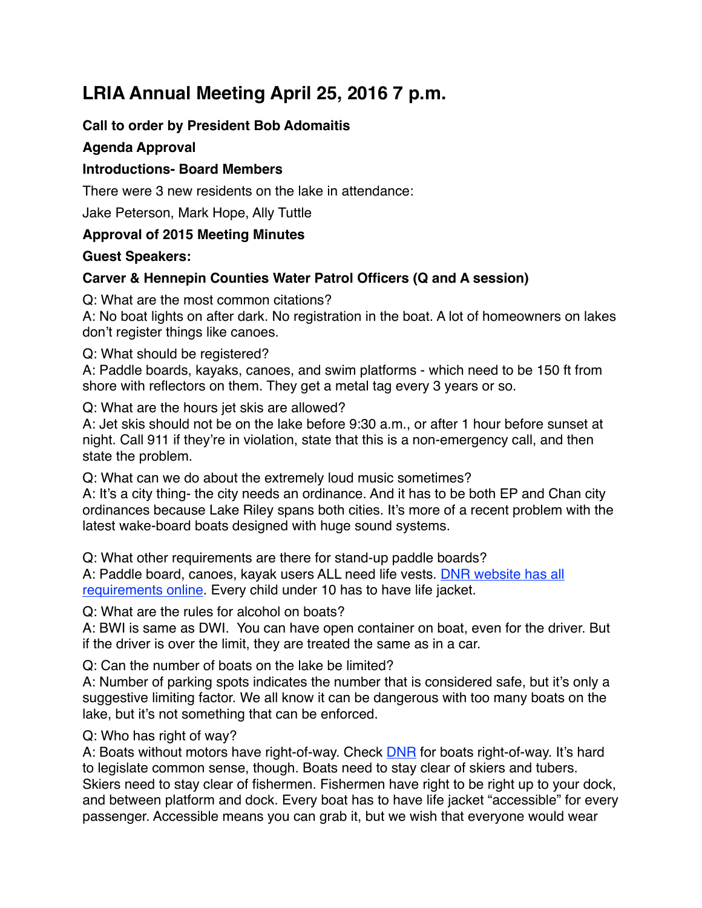# LRIA Annual Meeting April 25, 2016 7 p.m.

**Call to order by President Bob Adomaitis**

**Agenda Approval**

**Introductions- Board Members**

There were 3 new residents on the lake in attendance:

Jake Peterson, Mark Hope, Ally Tuttle

**Approval of 2015 Meeting Minutes**

**Guest Speakers:**

**Carver & Hennepin Counties Water Patrol Officers (Q and A session)**

Q: What are the most common citations?
A: No boat lights on after dark. No registration in the boat. A lot of homeowners on lakes don't register things like canoes.

Q: What should be registered?
A: Paddle boards, kayaks, canoes, and swim platforms - which need to be 150 ft from shore with reflectors on them. They get a metal tag every 3 years or so.

Q: What are the hours jet skis are allowed?
A: Jet skis should not be on the lake before 9:30 a.m., or after 1 hour before sunset at night. Call 911 if they're in violation, state that this is a non-emergency call, and then state the problem.

Q: What can we do about the extremely loud music sometimes?
A: It's a city thing- the city needs an ordinance. And it has to be both EP and Chan city ordinances because Lake Riley spans both cities. It's more of a recent problem with the latest wake-board boats designed with huge sound systems.

Q: What other requirements are there for stand-up paddle boards?
A: Paddle board, canoes, kayak users ALL need life vests. [DNR website has all requirements online](). Every child under 10 has to have life jacket.

Q: What are the rules for alcohol on boats?
A: BWI is same as DWI. You can have open container on boat, even for the driver. But if the driver is over the limit, they are treated the same as in a car.

Q: Can the number of boats on the lake be limited?
A: Number of parking spots indicates the number that is considered safe, but it's only a suggestive limiting factor. We all know it can be dangerous with too many boats on the lake, but it's not something that can be enforced.

Q: Who has right of way?
A: Boats without motors have right-of-way. Check [DNR]() for boats right-of-way. It's hard to legislate common sense, though. Boats need to stay clear of skiers and tubers. Skiers need to stay clear of fishermen. Fishermen have right to be right up to your dock, and between platform and dock. Every boat has to have life jacket "accessible" for every passenger. Accessible means you can grab it, but we wish that everyone would wear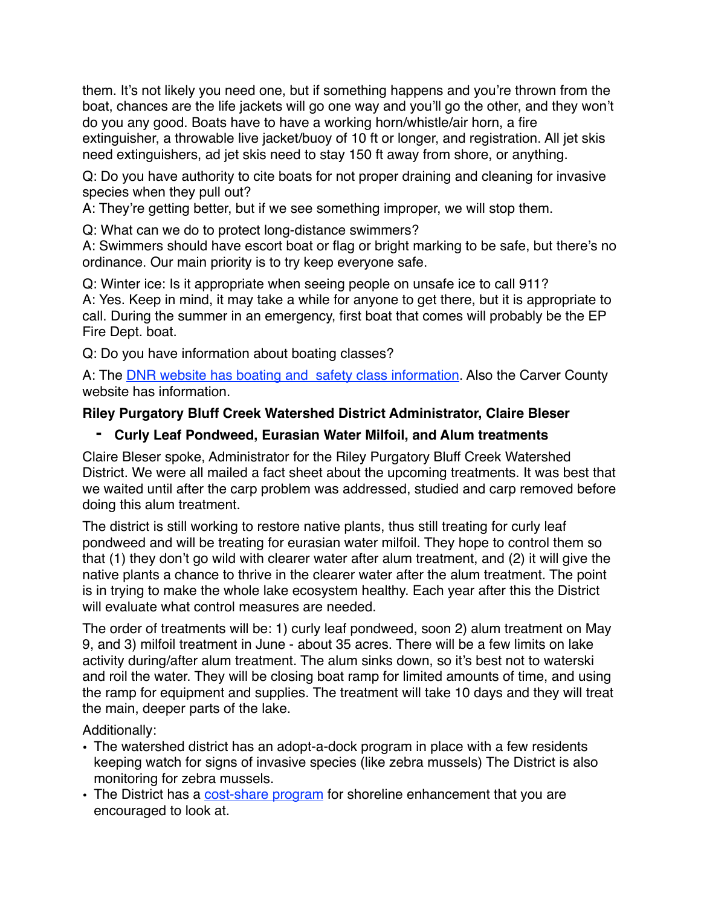them. It's not likely you need one, but if something happens and you're thrown from the boat, chances are the life jackets will go one way and you'll go the other, and they won't do you any good. Boats have to have a working horn/whistle/air horn, a fire extinguisher, a throwable live jacket/buoy of 10 ft or longer, and registration. All jet skis need extinguishers, ad jet skis need to stay 150 ft away from shore, or anything.

Q: Do you have authority to cite boats for not proper draining and cleaning for invasive species when they pull out?
A: They're getting better, but if we see something improper, we will stop them.

Q: What can we do to protect long-distance swimmers?
A: Swimmers should have escort boat or flag or bright marking to be safe, but there's no ordinance. Our main priority is to try keep everyone safe.

Q: Winter ice: Is it appropriate when seeing people on unsafe ice to call 911?
A: Yes. Keep in mind, it may take a while for anyone to get there, but it is appropriate to call. During the summer in an emergency, first boat that comes will probably be the EP Fire Dept. boat.

Q: Do you have information about boating classes?

A: The [DNR website has boating and safety class information](). Also the Carver County website has information.

**Riley Purgatory Bluff Creek Watershed District Administrator, Claire Bleser**

- **Curly Leaf Pondweed, Eurasian Water Milfoil, and Alum treatments**

Claire Bleser spoke, Administrator for the Riley Purgatory Bluff Creek Watershed District. We were all mailed a fact sheet about the upcoming treatments. It was best that we waited until after the carp problem was addressed, studied and carp removed before doing this alum treatment.

The district is still working to restore native plants, thus still treating for curly leaf pondweed and will be treating for eurasian water milfoil. They hope to control them so that (1) they don't go wild with clearer water after alum treatment, and (2) it will give the native plants a chance to thrive in the clearer water after the alum treatment. The point is in trying to make the whole lake ecosystem healthy. Each year after this the District will evaluate what control measures are needed.

The order of treatments will be: 1) curly leaf pondweed, soon 2) alum treatment on May 9, and 3) milfoil treatment in June - about 35 acres. There will be a few limits on lake activity during/after alum treatment. The alum sinks down, so it's best not to waterski and roil the water. They will be closing boat ramp for limited amounts of time, and using the ramp for equipment and supplies. The treatment will take 10 days and they will treat the main, deeper parts of the lake.

Additionally:

- The watershed district has an adopt-a-dock program in place with a few residents keeping watch for signs of invasive species (like zebra mussels) The District is also monitoring for zebra mussels.
- The District has a [cost-share program]() for shoreline enhancement that you are encouraged to look at.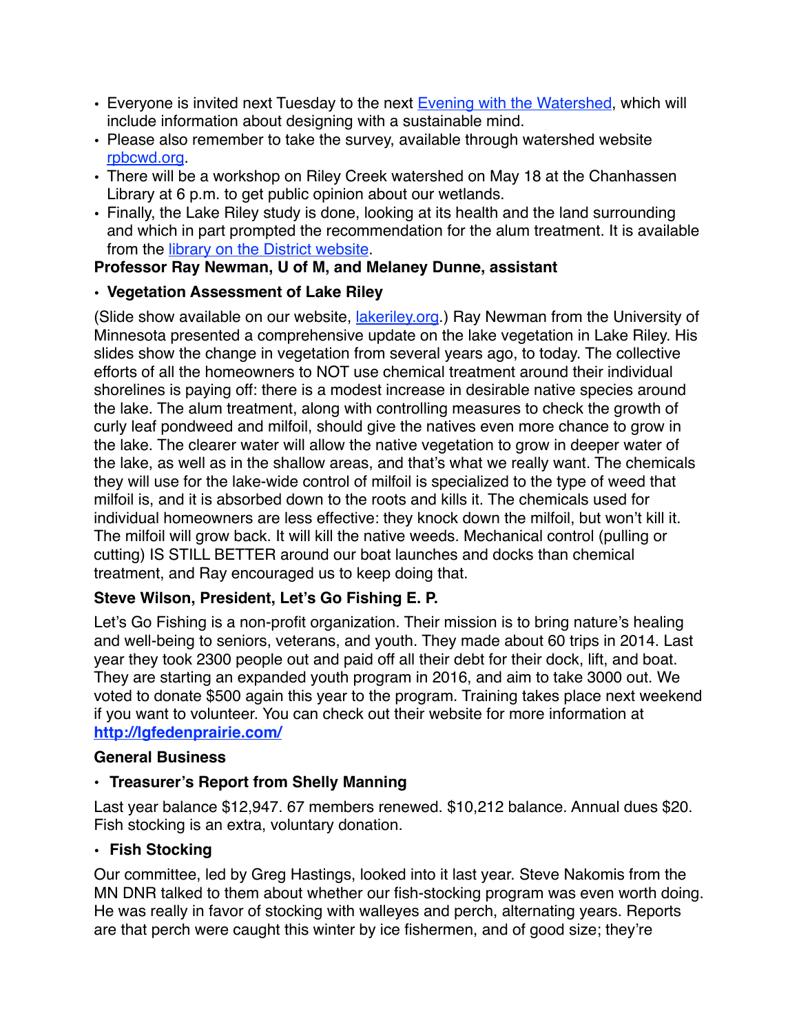- Everyone is invited next Tuesday to the next [Evening with the Watershed](), which will include information about designing with a sustainable mind.
- Please also remember to take the survey, available through watershed website [rpbcwd.org]().
- There will be a workshop on Riley Creek watershed on May 18 at the Chanhassen Library at 6 p.m. to get public opinion about our wetlands.
- Finally, the Lake Riley study is done, looking at its health and the land surrounding and which in part prompted the recommendation for the alum treatment. It is available from the [library on the District website]().

**Professor Ray Newman, U of M, and Melaney Dunne, assistant**

- **Vegetation Assessment of Lake Riley**

(Slide show available on our website, [lakeriley.org]().) Ray Newman from the University of Minnesota presented a comprehensive update on the lake vegetation in Lake Riley. His slides show the change in vegetation from several years ago, to today. The collective efforts of all the homeowners to NOT use chemical treatment around their individual shorelines is paying off: there is a modest increase in desirable native species around the lake. The alum treatment, along with controlling measures to check the growth of curly leaf pondweed and milfoil, should give the natives even more chance to grow in the lake. The clearer water will allow the native vegetation to grow in deeper water of the lake, as well as in the shallow areas, and that's what we really want. The chemicals they will use for the lake-wide control of milfoil is specialized to the type of weed that milfoil is, and it is absorbed down to the roots and kills it. The chemicals used for individual homeowners are less effective: they knock down the milfoil, but won't kill it. The milfoil will grow back. It will kill the native weeds. Mechanical control (pulling or cutting) IS STILL BETTER around our boat launches and docks than chemical treatment, and Ray encouraged us to keep doing that.

**Steve Wilson, President, Let's Go Fishing E. P.**

Let's Go Fishing is a non-profit organization. Their mission is to bring nature's healing and well-being to seniors, veterans, and youth. They made about 60 trips in 2014. Last year they took 2300 people out and paid off all their debt for their dock, lift, and boat. They are starting an expanded youth program in 2016, and aim to take 3000 out. We voted to donate $500 again this year to the program. Training takes place next weekend if you want to volunteer. You can check out their website for more information at **[http://lgfedenprairie.com/](http://lgfedenprairie.com/)**

**General Business**

- **Treasurer's Report from Shelly Manning**

Last year balance $12,947. 67 members renewed. $10,212 balance. Annual dues $20. Fish stocking is an extra, voluntary donation.

- **Fish Stocking**

Our committee, led by Greg Hastings, looked into it last year. Steve Nakomis from the MN DNR talked to them about whether our fish-stocking program was even worth doing. He was really in favor of stocking with walleyes and perch, alternating years. Reports are that perch were caught this winter by ice fishermen, and of good size; they're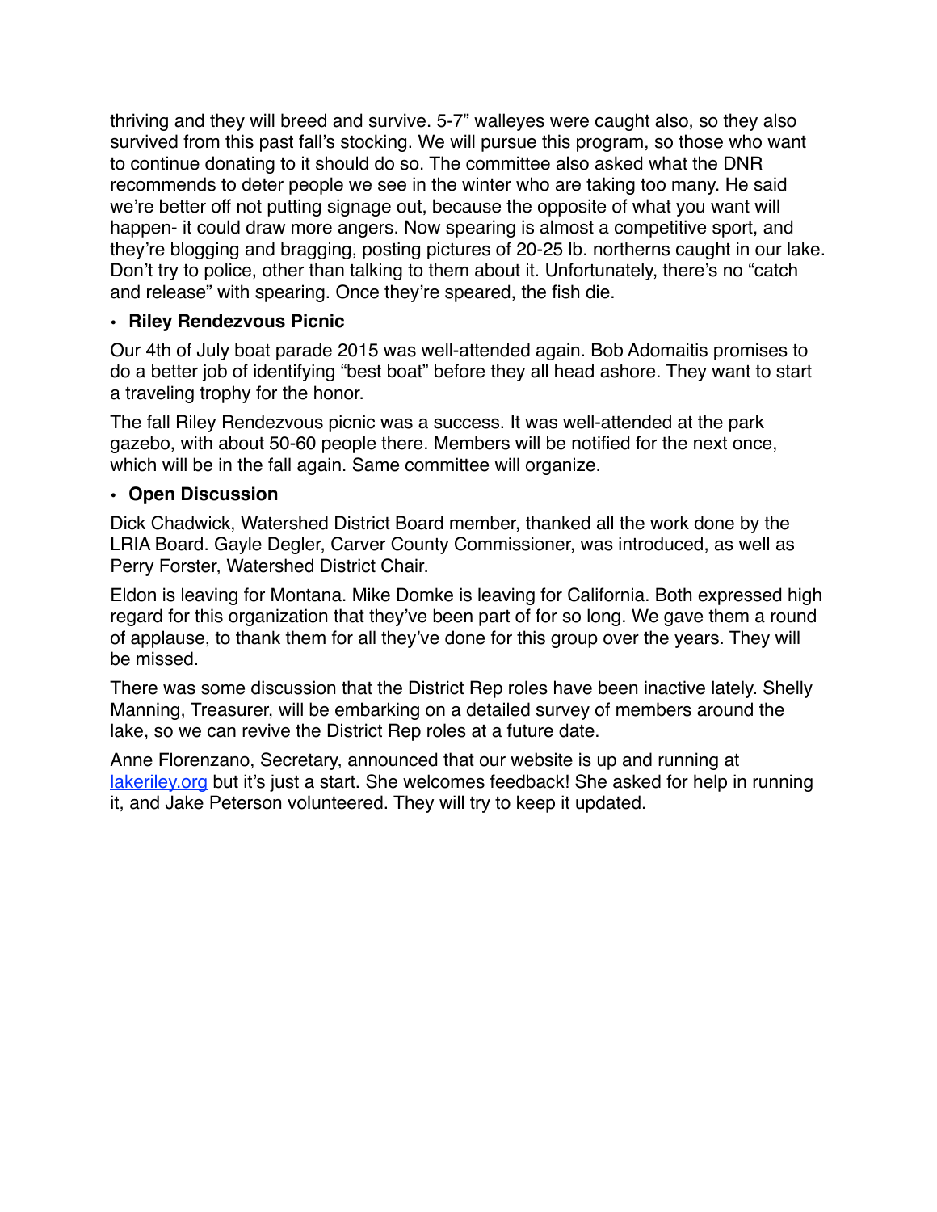thriving and they will breed and survive. 5-7" walleyes were caught also, so they also survived from this past fall's stocking. We will pursue this program, so those who want to continue donating to it should do so. The committee also asked what the DNR recommends to deter people we see in the winter who are taking too many. He said we're better off not putting signage out, because the opposite of what you want will happen- it could draw more angers. Now spearing is almost a competitive sport, and they're blogging and bragging, posting pictures of 20-25 lb. northerns caught in our lake. Don't try to police, other than talking to them about it. Unfortunately, there's no "catch and release" with spearing. Once they're speared, the fish die.

- **Riley Rendezvous Picnic**

Our 4th of July boat parade 2015 was well-attended again. Bob Adomaitis promises to do a better job of identifying "best boat" before they all head ashore. They want to start a traveling trophy for the honor.

The fall Riley Rendezvous picnic was a success. It was well-attended at the park gazebo, with about 50-60 people there. Members will be notified for the next once, which will be in the fall again. Same committee will organize.

- **Open Discussion**

Dick Chadwick, Watershed District Board member, thanked all the work done by the LRIA Board. Gayle Degler, Carver County Commissioner, was introduced, as well as Perry Forster, Watershed District Chair.

Eldon is leaving for Montana. Mike Domke is leaving for California. Both expressed high regard for this organization that they've been part of for so long. We gave them a round of applause, to thank them for all they've done for this group over the years. They will be missed.

There was some discussion that the District Rep roles have been inactive lately. Shelly Manning, Treasurer, will be embarking on a detailed survey of members around the lake, so we can revive the District Rep roles at a future date.

Anne Florenzano, Secretary, announced that our website is up and running at [lakeriley.org](lakeriley.org) but it's just a start. She welcomes feedback! She asked for help in running it, and Jake Peterson volunteered. They will try to keep it updated.